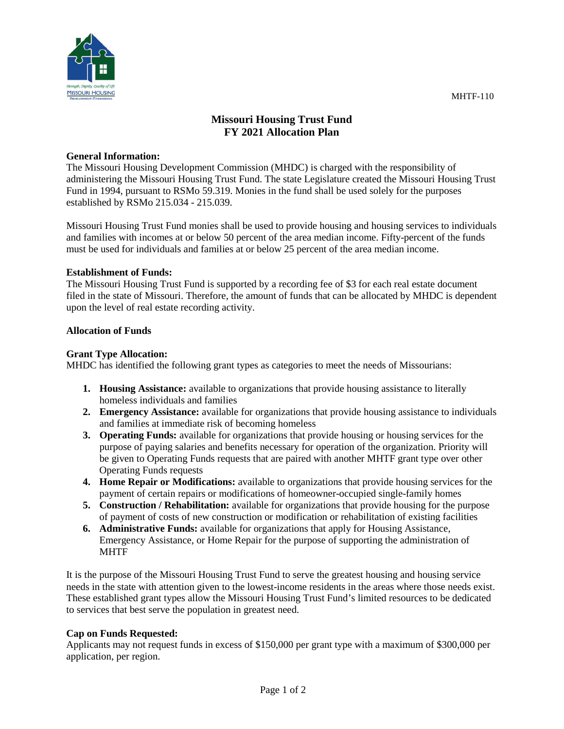MHTF-110

# Missouri Housing Trust Fund
# FY 2021 Allocation Plan

**General Information:**
The Missouri Housing Development Commission (MHDC) is charged with the responsibility of administering the Missouri Housing Trust Fund. The state Legislature created the Missouri Housing Trust Fund in 1994, pursuant to RSMo 59.319. Monies in the fund shall be used solely for the purposes established by RSMo 215.034 - 215.039.

Missouri Housing Trust Fund monies shall be used to provide housing and housing services to individuals and families with incomes at or below 50 percent of the area median income. Fifty-percent of the funds must be used for individuals and families at or below 25 percent of the area median income.

**Establishment of Funds:**
The Missouri Housing Trust Fund is supported by a recording fee of $3 for each real estate document filed in the state of Missouri. Therefore, the amount of funds that can be allocated by MHDC is dependent upon the level of real estate recording activity.

**Allocation of Funds**

**Grant Type Allocation:**
MHDC has identified the following grant types as categories to meet the needs of Missourians:

1. **Housing Assistance:** available to organizations that provide housing assistance to literally homeless individuals and families
2. **Emergency Assistance:** available for organizations that provide housing assistance to individuals and families at immediate risk of becoming homeless
3. **Operating Funds:** available for organizations that provide housing or housing services for the purpose of paying salaries and benefits necessary for operation of the organization. Priority will be given to Operating Funds requests that are paired with another MHTF grant type over other Operating Funds requests
4. **Home Repair or Modifications:** available to organizations that provide housing services for the payment of certain repairs or modifications of homeowner-occupied single-family homes
5. **Construction / Rehabilitation:** available for organizations that provide housing for the purpose of payment of costs of new construction or modification or rehabilitation of existing facilities
6. **Administrative Funds:** available for organizations that apply for Housing Assistance, Emergency Assistance, or Home Repair for the purpose of supporting the administration of MHTF

It is the purpose of the Missouri Housing Trust Fund to serve the greatest housing and housing service needs in the state with attention given to the lowest-income residents in the areas where those needs exist. These established grant types allow the Missouri Housing Trust Fund's limited resources to be dedicated to services that best serve the population in greatest need.

**Cap on Funds Requested:**
Applicants may not request funds in excess of $150,000 per grant type with a maximum of $300,000 per application, per region.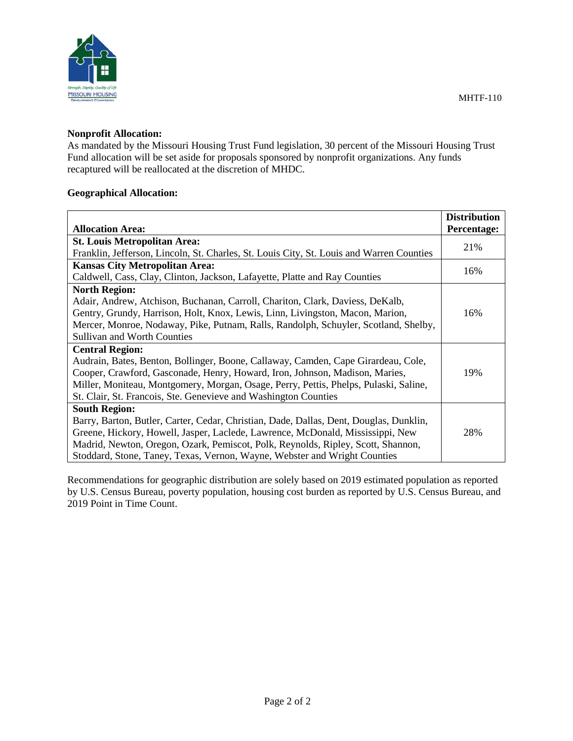**Nonprofit Allocation:**

As mandated by the Missouri Housing Trust Fund legislation, 30 percent of the Missouri Housing Trust Fund allocation will be set aside for proposals sponsored by nonprofit organizations. Any funds recaptured will be reallocated at the discretion of MHDC.

**Geographical Allocation:**

| Allocation Area: | Distribution Percentage: |
|---|---|
| **St. Louis Metropolitan Area:** Franklin, Jefferson, Lincoln, St. Charles, St. Louis City, St. Louis and Warren Counties | 21% |
| **Kansas City Metropolitan Area:** Caldwell, Cass, Clay, Clinton, Jackson, Lafayette, Platte and Ray Counties | 16% |
| **North Region:** Adair, Andrew, Atchison, Buchanan, Carroll, Chariton, Clark, Daviess, DeKalb, Gentry, Grundy, Harrison, Holt, Knox, Lewis, Linn, Livingston, Macon, Marion, Mercer, Monroe, Nodaway, Pike, Putnam, Ralls, Randolph, Schuyler, Scotland, Shelby, Sullivan and Worth Counties | 16% |
| **Central Region:** Audrain, Bates, Benton, Bollinger, Boone, Callaway, Camden, Cape Girardeau, Cole, Cooper, Crawford, Gasconade, Henry, Howard, Iron, Johnson, Madison, Maries, Miller, Moniteau, Montgomery, Morgan, Osage, Perry, Pettis, Phelps, Pulaski, Saline, St. Clair, St. Francois, Ste. Genevieve and Washington Counties | 19% |
| **South Region:** Barry, Barton, Butler, Carter, Cedar, Christian, Dade, Dallas, Dent, Douglas, Dunklin, Greene, Hickory, Howell, Jasper, Laclede, Lawrence, McDonald, Mississippi, New Madrid, Newton, Oregon, Ozark, Pemiscot, Polk, Reynolds, Ripley, Scott, Shannon, Stoddard, Stone, Taney, Texas, Vernon, Wayne, Webster and Wright Counties | 28% |

Recommendations for geographic distribution are solely based on 2019 estimated population as reported by U.S. Census Bureau, poverty population, housing cost burden as reported by U.S. Census Bureau, and 2019 Point in Time Count.